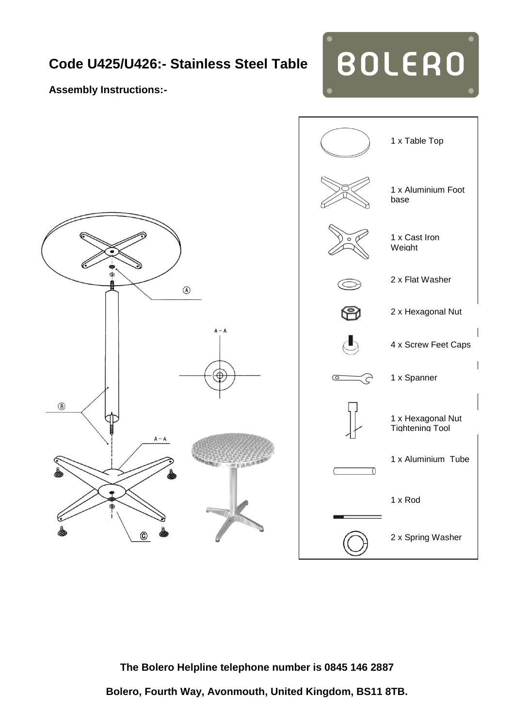# Code U425/U426:- Stainless Steel Table

BOLERO

**Assembly Instructions:-**

| Part |
|---|
| 1 x Table Top |
| 1 x Aluminium Foot base |
| 1 x Cast Iron Weight |
| 2 x Flat Washer |
| 2 x Hexagonal Nut |
| 4 x Screw Feet Caps |
| 1 x Spanner |
| 1 x Hexagonal Nut Tightening Tool |
| 1 x Aluminium Tube |
| 1 x Rod |
| 2 x Spring Washer |

**The Bolero Helpline telephone number is 0845 146 2887**

**Bolero, Fourth Way, Avonmouth, United Kingdom, BS11 8TB.**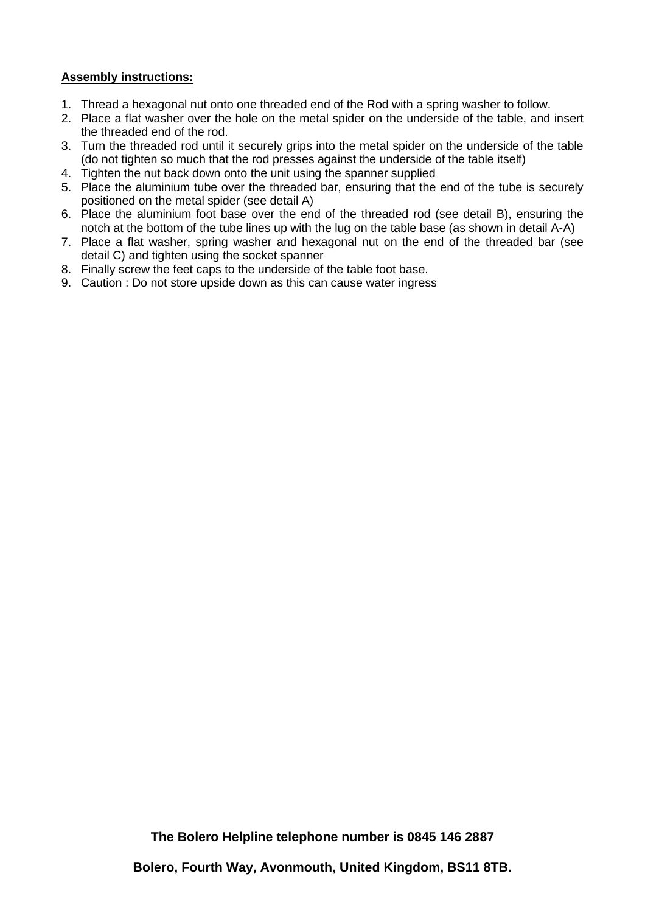**Assembly instructions:**

1. Thread a hexagonal nut onto one threaded end of the Rod with a spring washer to follow.
2. Place a flat washer over the hole on the metal spider on the underside of the table, and insert the threaded end of the rod.
3. Turn the threaded rod until it securely grips into the metal spider on the underside of the table (do not tighten so much that the rod presses against the underside of the table itself)
4. Tighten the nut back down onto the unit using the spanner supplied
5. Place the aluminium tube over the threaded bar, ensuring that the end of the tube is securely positioned on the metal spider (see detail A)
6. Place the aluminium foot base over the end of the threaded rod (see detail B), ensuring the notch at the bottom of the tube lines up with the lug on the table base (as shown in detail A-A)
7. Place a flat washer, spring washer and hexagonal nut on the end of the threaded bar (see detail C) and tighten using the socket spanner
8. Finally screw the feet caps to the underside of the table foot base.
9. Caution : Do not store upside down as this can cause water ingress

**The Bolero Helpline telephone number is 0845 146 2887**

**Bolero, Fourth Way, Avonmouth, United Kingdom, BS11 8TB.**